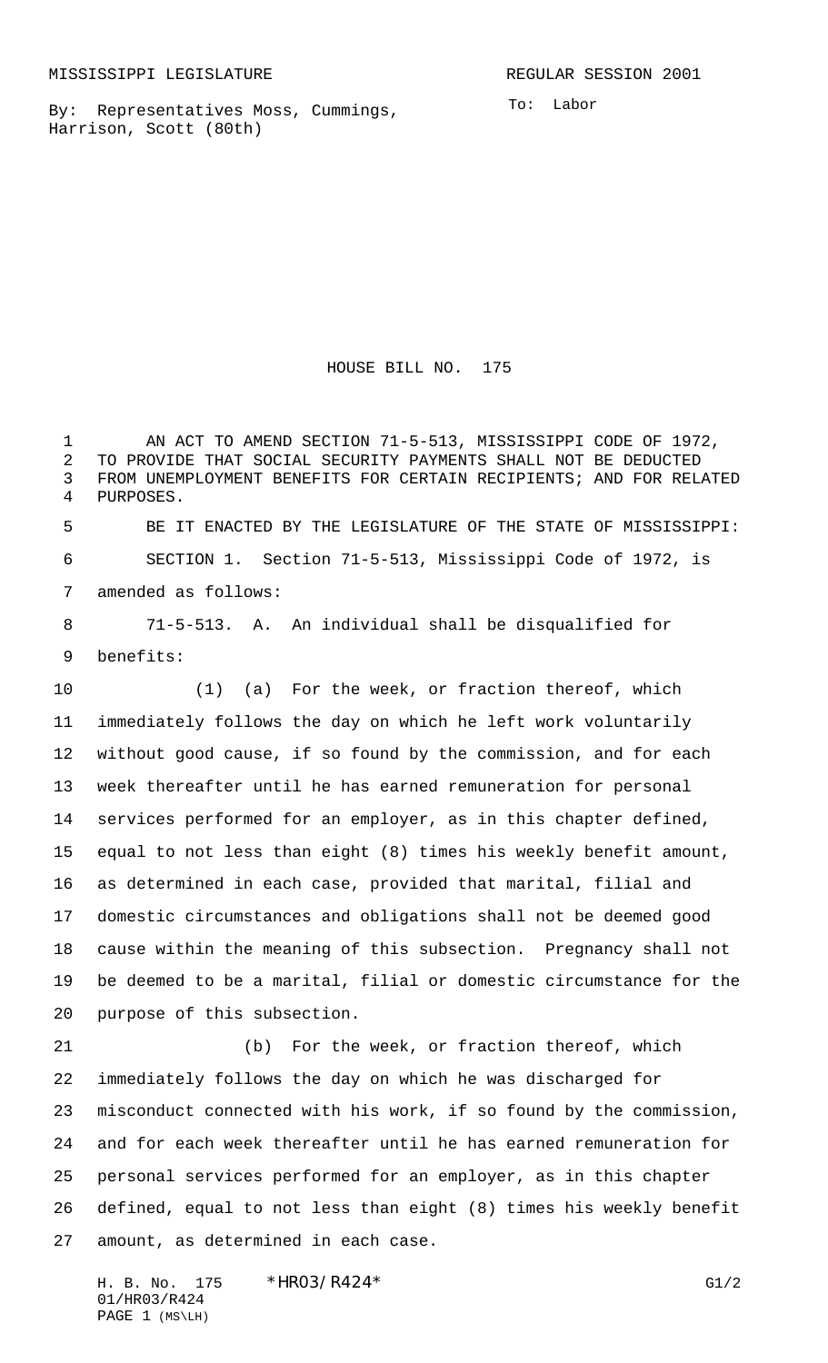MISSISSIPPI LEGISLATURE REGULAR SESSION 2001

By: Representatives Moss, Cummings, Harrison, Scott (80th)

To: Labor

# HOUSE BILL NO. 175

AN ACT TO AMEND SECTION 71-5-513, MISSISSIPPI CODE OF 1972, TO PROVIDE THAT SOCIAL SECURITY PAYMENTS SHALL NOT BE DEDUCTED FROM UNEMPLOYMENT BENEFITS FOR CERTAIN RECIPIENTS; AND FOR RELATED PURPOSES.

BE IT ENACTED BY THE LEGISLATURE OF THE STATE OF MISSISSIPPI:

SECTION 1. Section 71-5-513, Mississippi Code of 1972, is amended as follows:

71-5-513. A. An individual shall be disqualified for benefits:

(1) (a) For the week, or fraction thereof, which immediately follows the day on which he left work voluntarily without good cause, if so found by the commission, and for each week thereafter until he has earned remuneration for personal services performed for an employer, as in this chapter defined, equal to not less than eight (8) times his weekly benefit amount, as determined in each case, provided that marital, filial and domestic circumstances and obligations shall not be deemed good cause within the meaning of this subsection. Pregnancy shall not be deemed to be a marital, filial or domestic circumstance for the purpose of this subsection.

(b) For the week, or fraction thereof, which immediately follows the day on which he was discharged for misconduct connected with his work, if so found by the commission, and for each week thereafter until he has earned remuneration for personal services performed for an employer, as in this chapter defined, equal to not less than eight (8) times his weekly benefit amount, as determined in each case.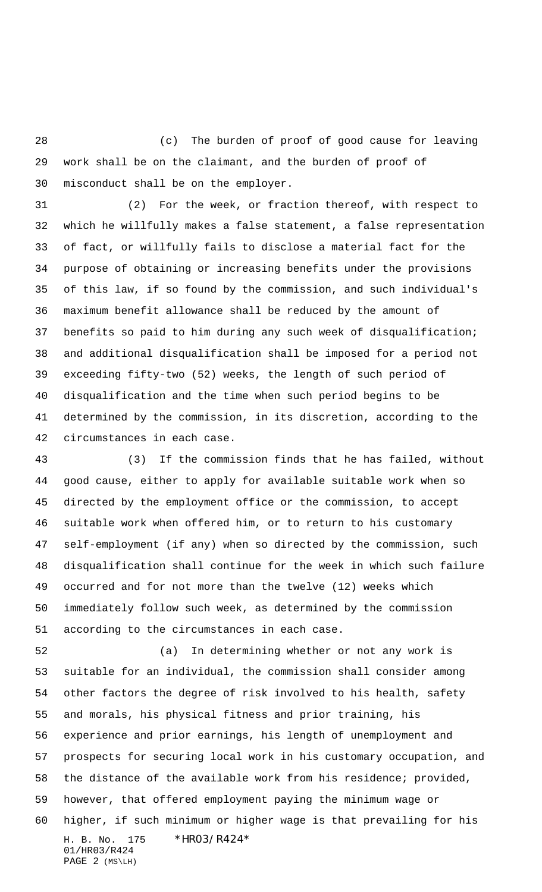(c) The burden of proof of good cause for leaving work shall be on the claimant, and the burden of proof of misconduct shall be on the employer.

(2) For the week, or fraction thereof, with respect to which he willfully makes a false statement, a false representation of fact, or willfully fails to disclose a material fact for the purpose of obtaining or increasing benefits under the provisions of this law, if so found by the commission, and such individual's maximum benefit allowance shall be reduced by the amount of benefits so paid to him during any such week of disqualification; and additional disqualification shall be imposed for a period not exceeding fifty-two (52) weeks, the length of such period of disqualification and the time when such period begins to be determined by the commission, in its discretion, according to the circumstances in each case.

(3) If the commission finds that he has failed, without good cause, either to apply for available suitable work when so directed by the employment office or the commission, to accept suitable work when offered him, or to return to his customary self-employment (if any) when so directed by the commission, such disqualification shall continue for the week in which such failure occurred and for not more than the twelve (12) weeks which immediately follow such week, as determined by the commission according to the circumstances in each case.

(a) In determining whether or not any work is suitable for an individual, the commission shall consider among other factors the degree of risk involved to his health, safety and morals, his physical fitness and prior training, his experience and prior earnings, his length of unemployment and prospects for securing local work in his customary occupation, and the distance of the available work from his residence; provided, however, that offered employment paying the minimum wage or higher, if such minimum or higher wage is that prevailing for his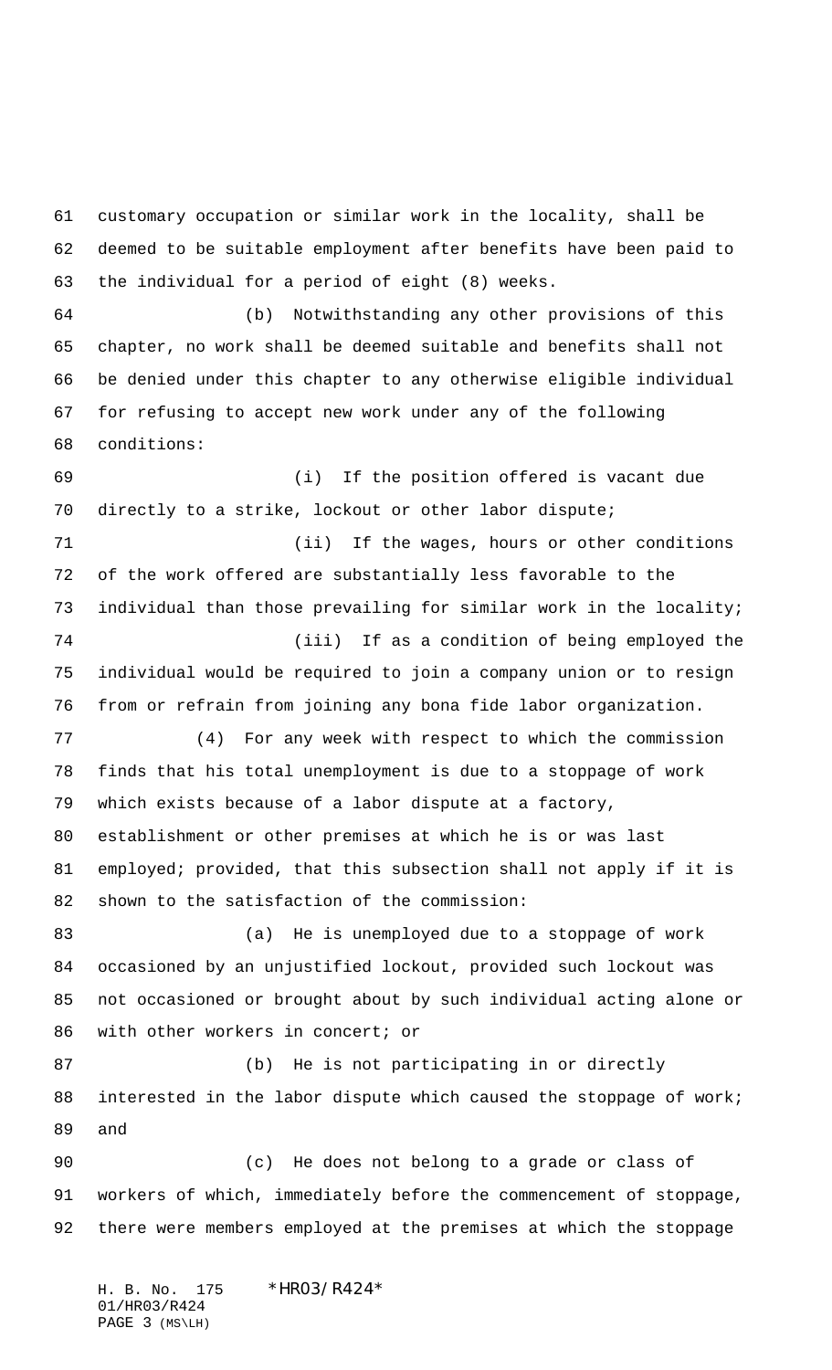customary occupation or similar work in the locality, shall be deemed to be suitable employment after benefits have been paid to the individual for a period of eight (8) weeks.

(b) Notwithstanding any other provisions of this chapter, no work shall be deemed suitable and benefits shall not be denied under this chapter to any otherwise eligible individual for refusing to accept new work under any of the following conditions:

(i) If the position offered is vacant due directly to a strike, lockout or other labor dispute;

(ii) If the wages, hours or other conditions of the work offered are substantially less favorable to the individual than those prevailing for similar work in the locality;

(iii) If as a condition of being employed the individual would be required to join a company union or to resign from or refrain from joining any bona fide labor organization.

(4) For any week with respect to which the commission finds that his total unemployment is due to a stoppage of work which exists because of a labor dispute at a factory, establishment or other premises at which he is or was last employed; provided, that this subsection shall not apply if it is shown to the satisfaction of the commission:

(a) He is unemployed due to a stoppage of work occasioned by an unjustified lockout, provided such lockout was not occasioned or brought about by such individual acting alone or with other workers in concert; or

(b) He is not participating in or directly interested in the labor dispute which caused the stoppage of work; and

(c) He does not belong to a grade or class of workers of which, immediately before the commencement of stoppage, there were members employed at the premises at which the stoppage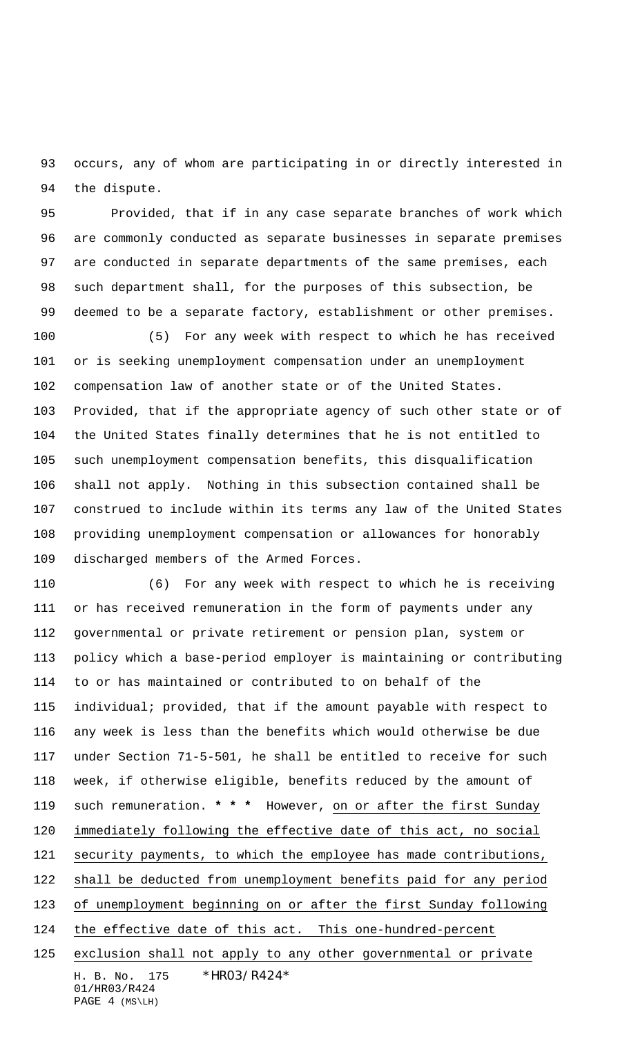occurs, any of whom are participating in or directly interested in the dispute.

Provided, that if in any case separate branches of work which are commonly conducted as separate businesses in separate premises are conducted in separate departments of the same premises, each such department shall, for the purposes of this subsection, be deemed to be a separate factory, establishment or other premises.

(5) For any week with respect to which he has received or is seeking unemployment compensation under an unemployment compensation law of another state or of the United States. Provided, that if the appropriate agency of such other state or of the United States finally determines that he is not entitled to such unemployment compensation benefits, this disqualification shall not apply. Nothing in this subsection contained shall be construed to include within its terms any law of the United States providing unemployment compensation or allowances for honorably discharged members of the Armed Forces.

(6) For any week with respect to which he is receiving or has received remuneration in the form of payments under any governmental or private retirement or pension plan, system or policy which a base-period employer is maintaining or contributing to or has maintained or contributed to on behalf of the individual; provided, that if the amount payable with respect to any week is less than the benefits which would otherwise be due under Section 71-5-501, he shall be entitled to receive for such week, if otherwise eligible, benefits reduced by the amount of such remuneration. **\* \* \*** However, <u>on or after the first Sunday immediately following the effective date of this act, no social security payments, to which the employee has made contributions, shall be deducted from unemployment benefits paid for any period of unemployment beginning on or after the first Sunday following the effective date of this act. This one-hundred-percent exclusion shall not apply to any other governmental or private</u>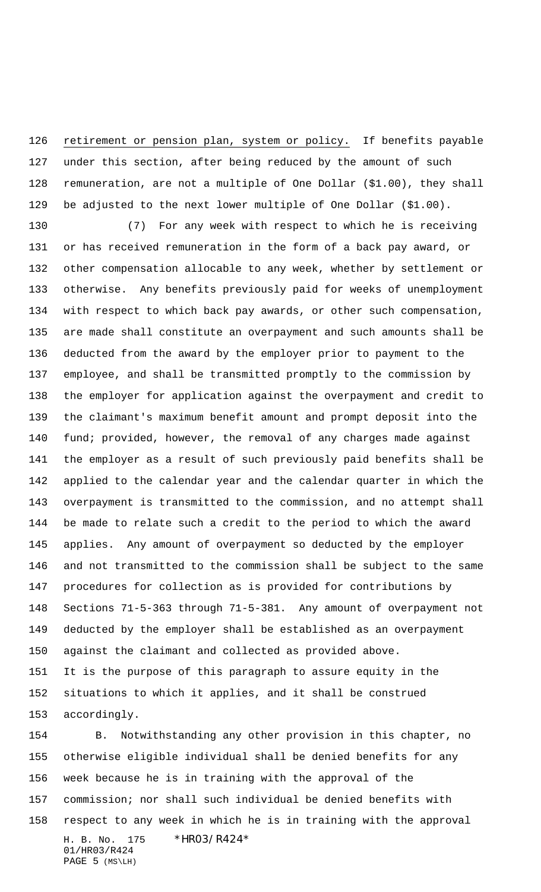retirement or pension plan, system or policy. If benefits payable under this section, after being reduced by the amount of such remuneration, are not a multiple of One Dollar ($1.00), they shall be adjusted to the next lower multiple of One Dollar ($1.00).

(7) For any week with respect to which he is receiving or has received remuneration in the form of a back pay award, or other compensation allocable to any week, whether by settlement or otherwise. Any benefits previously paid for weeks of unemployment with respect to which back pay awards, or other such compensation, are made shall constitute an overpayment and such amounts shall be deducted from the award by the employer prior to payment to the employee, and shall be transmitted promptly to the commission by the employer for application against the overpayment and credit to the claimant's maximum benefit amount and prompt deposit into the fund; provided, however, the removal of any charges made against the employer as a result of such previously paid benefits shall be applied to the calendar year and the calendar quarter in which the overpayment is transmitted to the commission, and no attempt shall be made to relate such a credit to the period to which the award applies. Any amount of overpayment so deducted by the employer and not transmitted to the commission shall be subject to the same procedures for collection as is provided for contributions by Sections 71-5-363 through 71-5-381. Any amount of overpayment not deducted by the employer shall be established as an overpayment against the claimant and collected as provided above.

It is the purpose of this paragraph to assure equity in the situations to which it applies, and it shall be construed accordingly.

B. Notwithstanding any other provision in this chapter, no otherwise eligible individual shall be denied benefits for any week because he is in training with the approval of the commission; nor shall such individual be denied benefits with respect to any week in which he is in training with the approval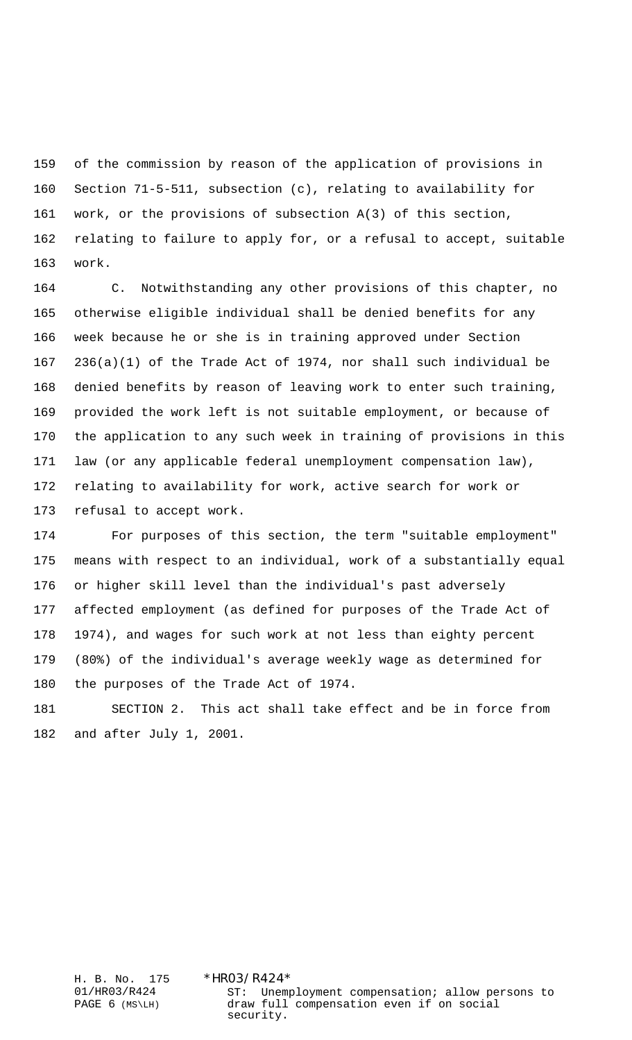of the commission by reason of the application of provisions in Section 71-5-511, subsection (c), relating to availability for work, or the provisions of subsection A(3) of this section, relating to failure to apply for, or a refusal to accept, suitable work.

C. Notwithstanding any other provisions of this chapter, no otherwise eligible individual shall be denied benefits for any week because he or she is in training approved under Section 236(a)(1) of the Trade Act of 1974, nor shall such individual be denied benefits by reason of leaving work to enter such training, provided the work left is not suitable employment, or because of the application to any such week in training of provisions in this law (or any applicable federal unemployment compensation law), relating to availability for work, active search for work or refusal to accept work.

For purposes of this section, the term "suitable employment" means with respect to an individual, work of a substantially equal or higher skill level than the individual's past adversely affected employment (as defined for purposes of the Trade Act of 1974), and wages for such work at not less than eighty percent (80%) of the individual's average weekly wage as determined for the purposes of the Trade Act of 1974.

SECTION 2. This act shall take effect and be in force from and after July 1, 2001.

ST: Unemployment compensation; allow persons to draw full compensation even if on social security.